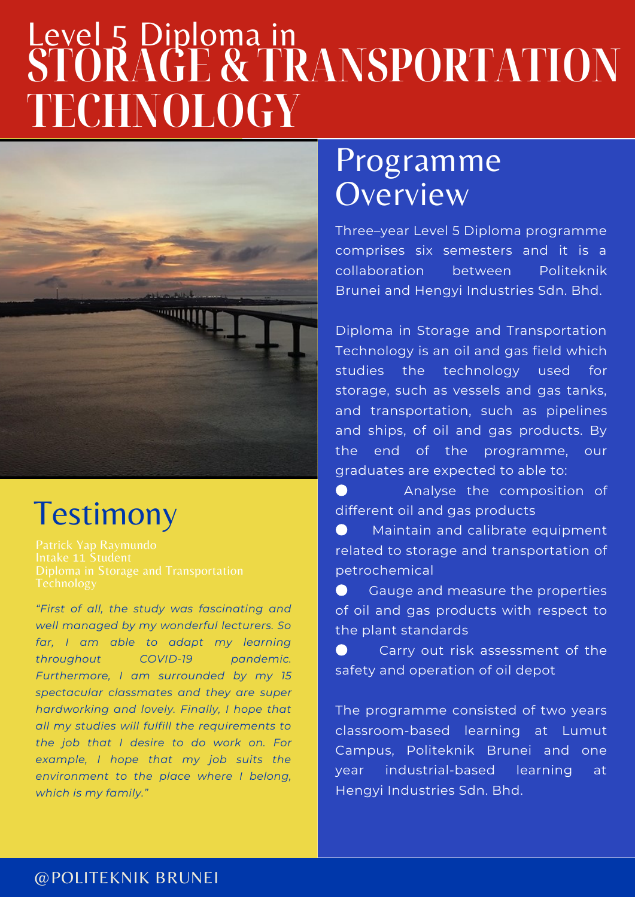# Level 5 Diploma in STORAGE & TRANSPORTATION TECHNOLOGY

## Programme Overview

Three–year Level 5 Diploma programme comprises six semesters and it is a collaboration between Politeknik Brunei and Hengyi Industries Sdn. Bhd.

Diploma in Storage and Transportation Technology is an oil and gas field which studies the technology used for storage, such as vessels and gas tanks, and transportation, such as pipelines and ships, of oil and gas products. By the end of the programme, our graduates are expected to able to:

- Analyse the composition of different oil and gas products
- Maintain and calibrate equipment related to storage and transportation of petrochemical
- Gauge and measure the properties of oil and gas products with respect to the plant standards
- Carry out risk assessment of the safety and operation of oil depot

The programme consisted of two years classroom-based learning at Lumut Campus, Politeknik Brunei and one year industrial-based learning at Hengyi Industries Sdn. Bhd.

## Testimony

Patrick Yap Raymundo
Intake 11 Student
Diploma in Storage and Transportation Technology

*"First of all, the study was fascinating and well managed by my wonderful lecturers. So far, I am able to adapt my learning throughout COVID-19 pandemic. Furthermore, I am surrounded by my 15 spectacular classmates and they are super hardworking and lovely. Finally, I hope that all my studies will fulfill the requirements to the job that I desire to do work on. For example, I hope that my job suits the environment to the place where I belong, which is my family."*

@POLITEKNIK BRUNEI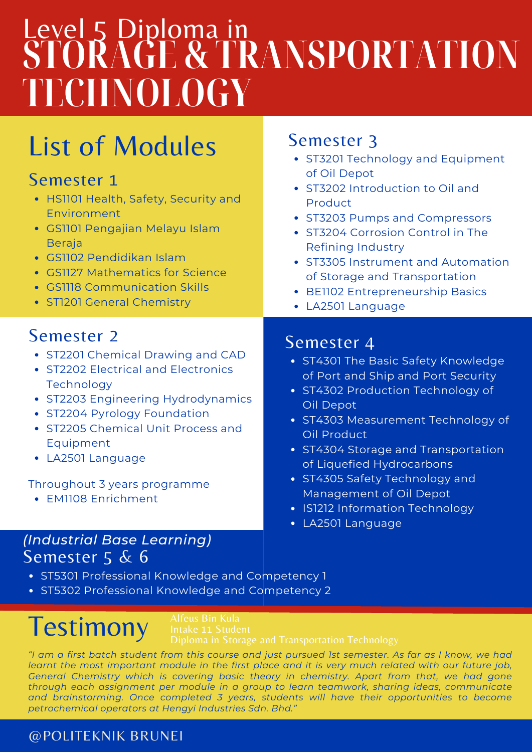# Level 5 Diploma in STORAGE & TRANSPORTATION TECHNOLOGY

## List of Modules

### Semester 1

- HS1101 Health, Safety, Security and Environment
- GS1101 Pengajian Melayu Islam Beraja
- GS1102 Pendidikan Islam
- GS1127 Mathematics for Science
- GS1118 Communication Skills
- ST1201 General Chemistry

### Semester 2

- ST2201 Chemical Drawing and CAD
- ST2202 Electrical and Electronics Technology
- ST2203 Engineering Hydrodynamics
- ST2204 Pyrology Foundation
- ST2205 Chemical Unit Process and Equipment
- LA2501 Language

Throughout 3 years programme

- EM1108 Enrichment

### Semester 3

- ST3201 Technology and Equipment of Oil Depot
- ST3202 Introduction to Oil and Product
- ST3203 Pumps and Compressors
- ST3204 Corrosion Control in The Refining Industry
- ST3305 Instrument and Automation of Storage and Transportation
- BE1102 Entrepreneurship Basics
- LA2501 Language

### Semester 4

- ST4301 The Basic Safety Knowledge of Port and Ship and Port Security
- ST4302 Production Technology of Oil Depot
- ST4303 Measurement Technology of Oil Product
- ST4304 Storage and Transportation of Liquefied Hydrocarbons
- ST4305 Safety Technology and Management of Oil Depot
- IS1212 Information Technology
- LA2501 Language

*(Industrial Base Learning)*

### Semester 5 & 6

- ST5301 Professional Knowledge and Competency 1
- ST5302 Professional Knowledge and Competency 2

## Testimony

Alfeus Bin Kula
Intake 11 Student
Diploma in Storage and Transportation Technology

*"I am a first batch student from this course and just pursued 1st semester. As far as I know, we had learnt the most important module in the first place and it is very much related with our future job, General Chemistry which is covering basic theory in chemistry. Apart from that, we had gone through each assignment per module in a group to learn teamwork, sharing ideas, communicate and brainstorming. Once completed 3 years, students will have their opportunities to become petrochemical operators at Hengyi Industries Sdn. Bhd."*

@POLITEKNIK BRUNEI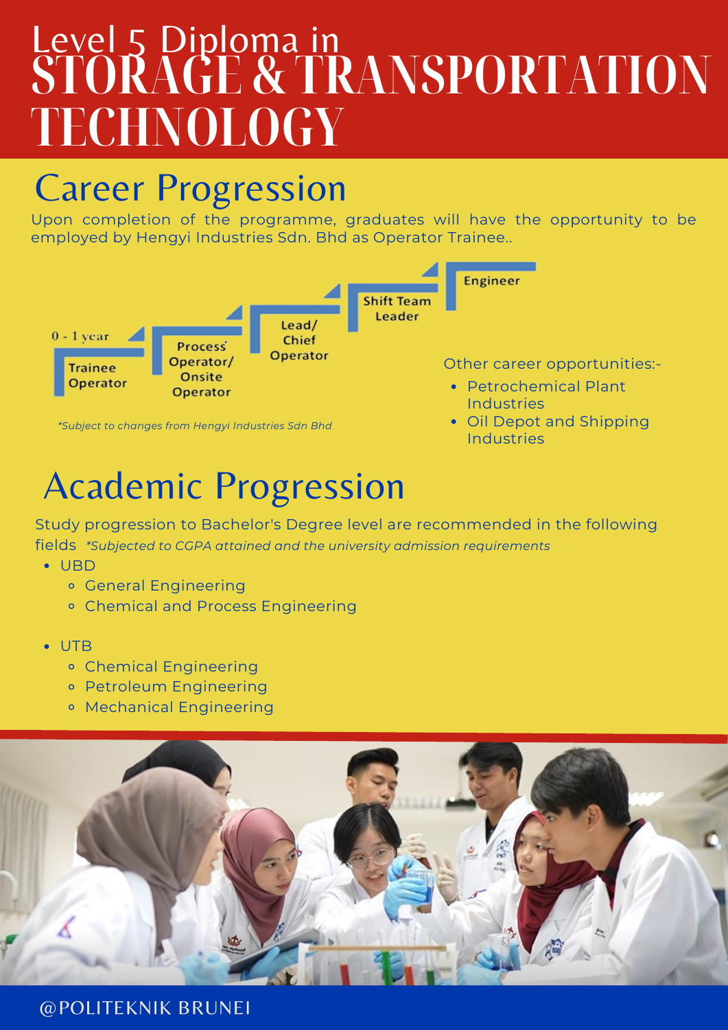# Level 5 Diploma in STORAGE & TRANSPORTATION TECHNOLOGY

## Career Progression

Upon completion of the programme, graduates will have the opportunity to be employed by Hengyi Industries Sdn. Bhd as Operator Trainee..

0 - 1 year

Trainee Operator

Process Operator/ Onsite Operator

Lead/ Chief Operator

Shift Team Leader

Engineer

*Subject to changes from Hengyi Industries Sdn Bhd*

Other career opportunities:-

- Petrochemical Plant Industries
- Oil Depot and Shipping Industries

## Academic Progression

Study progression to Bachelor's Degree level are recommended in the following fields *\*Subjected to CGPA attained and the university admission requirements*

- UBD
  - General Engineering
  - Chemical and Process Engineering
- UTB
  - Chemical Engineering
  - Petroleum Engineering
  - Mechanical Engineering

@POLITEKNIK BRUNEI